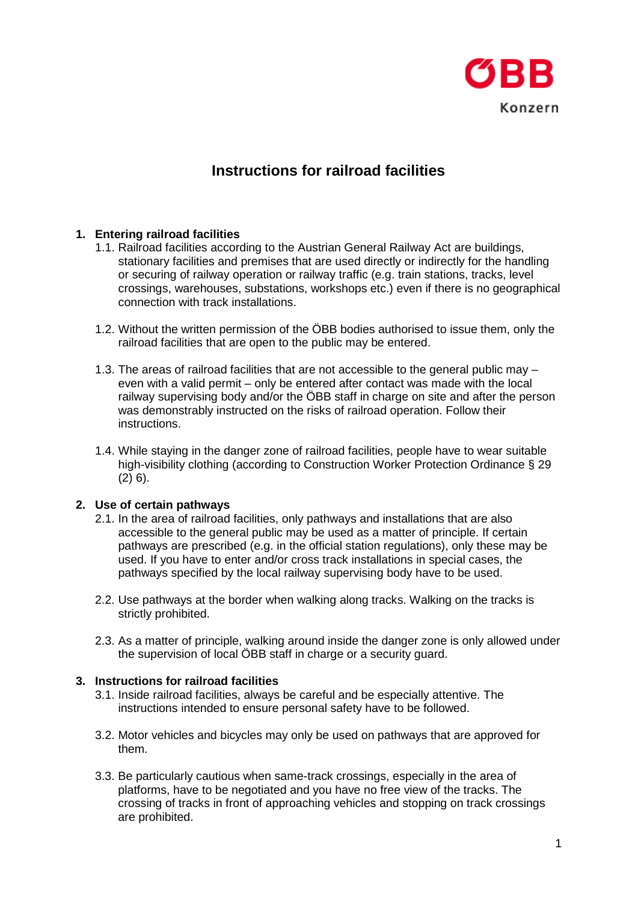ÖBB Konzern

# Instructions for railroad facilities

## 1. Entering railroad facilities

1.1. Railroad facilities according to the Austrian General Railway Act are buildings, stationary facilities and premises that are used directly or indirectly for the handling or securing of railway operation or railway traffic (e.g. train stations, tracks, level crossings, warehouses, substations, workshops etc.) even if there is no geographical connection with track installations.

1.2. Without the written permission of the ÖBB bodies authorised to issue them, only the railroad facilities that are open to the public may be entered.

1.3. The areas of railroad facilities that are not accessible to the general public may – even with a valid permit – only be entered after contact was made with the local railway supervising body and/or the ÖBB staff in charge on site and after the person was demonstrably instructed on the risks of railroad operation. Follow their instructions.

1.4. While staying in the danger zone of railroad facilities, people have to wear suitable high-visibility clothing (according to Construction Worker Protection Ordinance § 29 (2) 6).

## 2. Use of certain pathways

2.1. In the area of railroad facilities, only pathways and installations that are also accessible to the general public may be used as a matter of principle. If certain pathways are prescribed (e.g. in the official station regulations), only these may be used. If you have to enter and/or cross track installations in special cases, the pathways specified by the local railway supervising body have to be used.

2.2. Use pathways at the border when walking along tracks. Walking on the tracks is strictly prohibited.

2.3. As a matter of principle, walking around inside the danger zone is only allowed under the supervision of local ÖBB staff in charge or a security guard.

## 3. Instructions for railroad facilities

3.1. Inside railroad facilities, always be careful and be especially attentive. The instructions intended to ensure personal safety have to be followed.

3.2. Motor vehicles and bicycles may only be used on pathways that are approved for them.

3.3. Be particularly cautious when same-track crossings, especially in the area of platforms, have to be negotiated and you have no free view of the tracks. The crossing of tracks in front of approaching vehicles and stopping on track crossings are prohibited.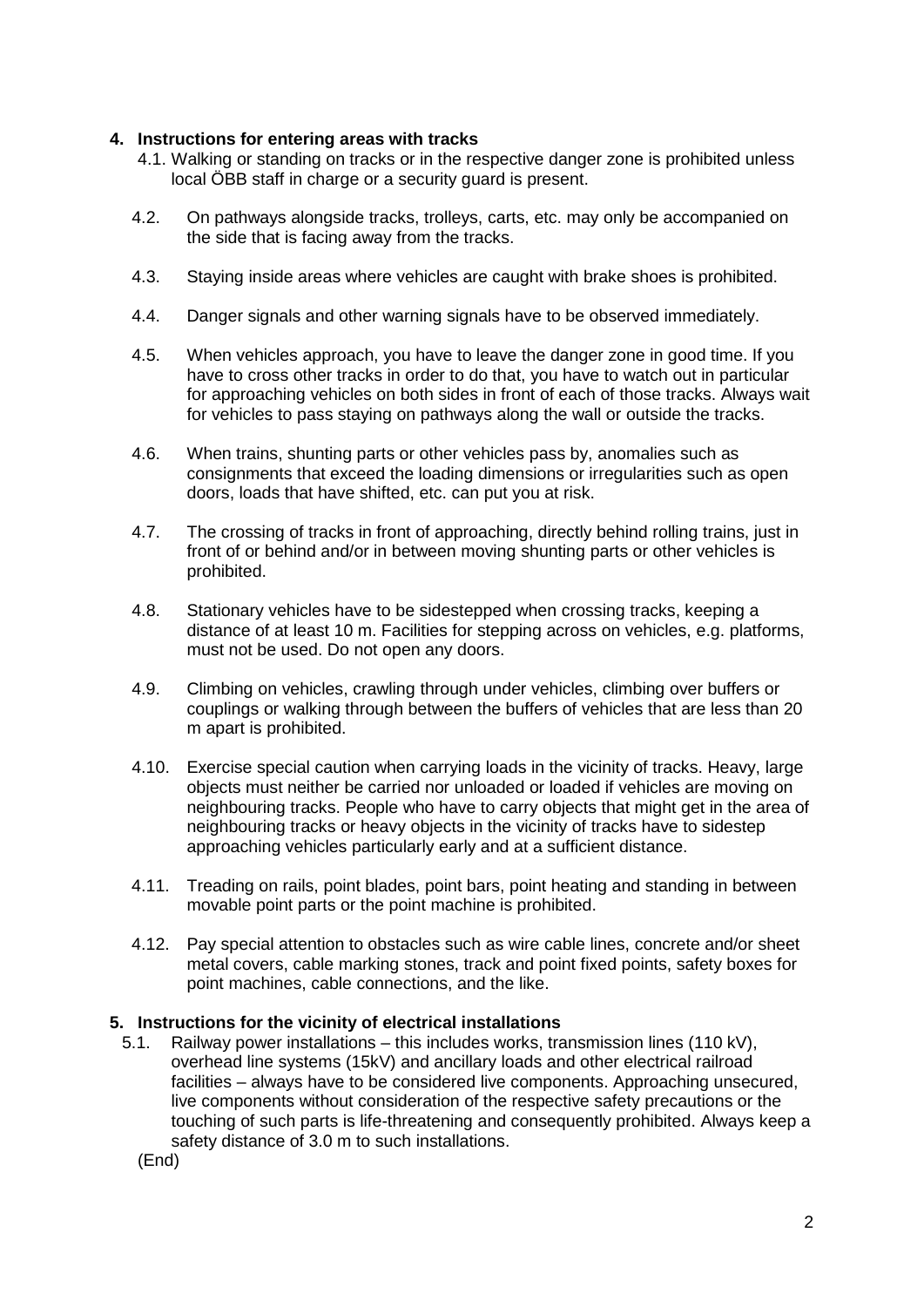## 4. Instructions for entering areas with tracks

4.1. Walking or standing on tracks or in the respective danger zone is prohibited unless local ÖBB staff in charge or a security guard is present.

4.2. On pathways alongside tracks, trolleys, carts, etc. may only be accompanied on the side that is facing away from the tracks.

4.3. Staying inside areas where vehicles are caught with brake shoes is prohibited.

4.4. Danger signals and other warning signals have to be observed immediately.

4.5. When vehicles approach, you have to leave the danger zone in good time. If you have to cross other tracks in order to do that, you have to watch out in particular for approaching vehicles on both sides in front of each of those tracks. Always wait for vehicles to pass staying on pathways along the wall or outside the tracks.

4.6. When trains, shunting parts or other vehicles pass by, anomalies such as consignments that exceed the loading dimensions or irregularities such as open doors, loads that have shifted, etc. can put you at risk.

4.7. The crossing of tracks in front of approaching, directly behind rolling trains, just in front of or behind and/or in between moving shunting parts or other vehicles is prohibited.

4.8. Stationary vehicles have to be sidestepped when crossing tracks, keeping a distance of at least 10 m. Facilities for stepping across on vehicles, e.g. platforms, must not be used. Do not open any doors.

4.9. Climbing on vehicles, crawling through under vehicles, climbing over buffers or couplings or walking through between the buffers of vehicles that are less than 20 m apart is prohibited.

4.10. Exercise special caution when carrying loads in the vicinity of tracks. Heavy, large objects must neither be carried nor unloaded or loaded if vehicles are moving on neighbouring tracks. People who have to carry objects that might get in the area of neighbouring tracks or heavy objects in the vicinity of tracks have to sidestep approaching vehicles particularly early and at a sufficient distance.

4.11. Treading on rails, point blades, point bars, point heating and standing in between movable point parts or the point machine is prohibited.

4.12. Pay special attention to obstacles such as wire cable lines, concrete and/or sheet metal covers, cable marking stones, track and point fixed points, safety boxes for point machines, cable connections, and the like.

## 5. Instructions for the vicinity of electrical installations

5.1. Railway power installations – this includes works, transmission lines (110 kV), overhead line systems (15kV) and ancillary loads and other electrical railroad facilities – always have to be considered live components. Approaching unsecured, live components without consideration of the respective safety precautions or the touching of such parts is life-threatening and consequently prohibited. Always keep a safety distance of 3.0 m to such installations.

(End)